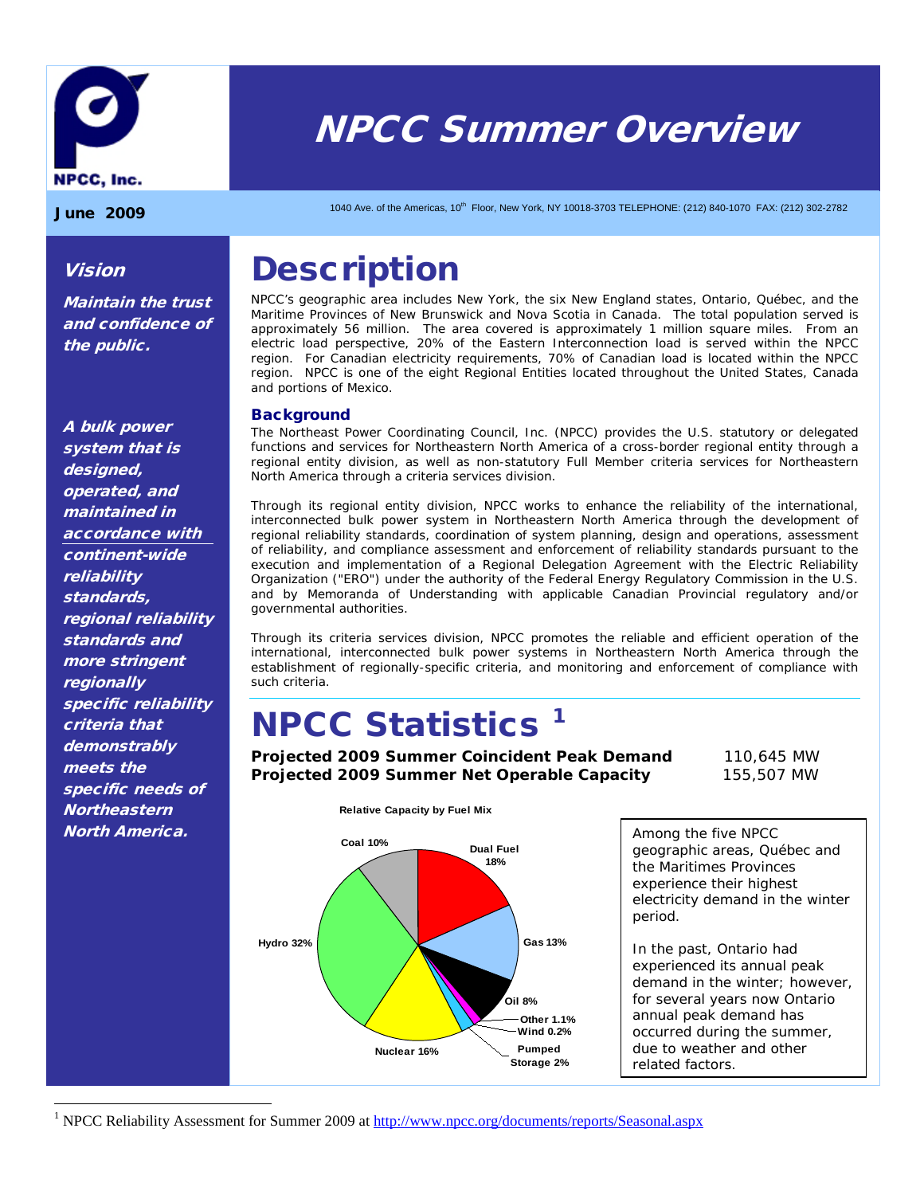# NPCC Summer Overview

NPCC, Inc.

**June 2009**

1040 Ave. of the Americas, 10th Floor, New York, NY 10018-3703 TELEPHONE: (212) 840-1070 FAX: (212) 302-2782

### *Vision*

***Maintain the trust and confidence of the public.***

***A bulk power system that is designed, operated, and maintained in accordance with continent-wide reliability standards, regional reliability standards and more stringent regionally specific reliability criteria that demonstrably meets the specific needs of Northeastern North America.***

# Description

NPCC's geographic area includes New York, the six New England states, Ontario, Québec, and the Maritime Provinces of New Brunswick and Nova Scotia in Canada. The total population served is approximately 56 million. The area covered is approximately 1 million square miles. From an electric load perspective, 20% of the Eastern Interconnection load is served within the NPCC region. For Canadian electricity requirements, 70% of Canadian load is located within the NPCC region. NPCC is one of the eight Regional Entities located throughout the United States, Canada and portions of Mexico.

### Background

The Northeast Power Coordinating Council, Inc. (NPCC) provides the U.S. statutory or delegated functions and services for Northeastern North America of a cross-border regional entity through a regional entity division, as well as non-statutory Full Member criteria services for Northeastern North America through a criteria services division.

Through its regional entity division, NPCC works to enhance the reliability of the international, interconnected bulk power system in Northeastern North America through the development of regional reliability standards, coordination of system planning, design and operations, assessment of reliability, and compliance assessment and enforcement of reliability standards pursuant to the execution and implementation of a Regional Delegation Agreement with the Electric Reliability Organization ("ERO") under the authority of the Federal Energy Regulatory Commission in the U.S. and by Memoranda of Understanding with applicable Canadian Provincial regulatory and/or governmental authorities.

Through its criteria services division, NPCC promotes the reliable and efficient operation of the international, interconnected bulk power systems in Northeastern North America through the establishment of regionally-specific criteria, and monitoring and enforcement of compliance with such criteria.

# NPCC Statistics [1]

| | |
|---|---|
| **Projected 2009 Summer Coincident Peak Demand** | 110,645 MW |
| **Projected 2009 Summer Net Operable Capacity** | 155,507 MW |

**Relative Capacity by Fuel Mix**

| Fuel | Share |
|---|---|
| Dual Fuel | 18% |
| Gas | 13% |
| Oil | 8% |
| Other | 1.1% |
| Wind | 0.2% |
| Pumped Storage | 2% |
| Nuclear | 16% |
| Hydro | 32% |
| Coal | 10% |

Among the five NPCC geographic areas, Québec and the Maritimes Provinces experience their highest electricity demand in the winter period.

In the past, Ontario had experienced its annual peak demand in the winter; however, for several years now Ontario annual peak demand has occurred during the summer, due to weather and other related factors.

[1] NPCC Reliability Assessment for Summer 2009 at http://www.npcc.org/documents/reports/Seasonal.aspx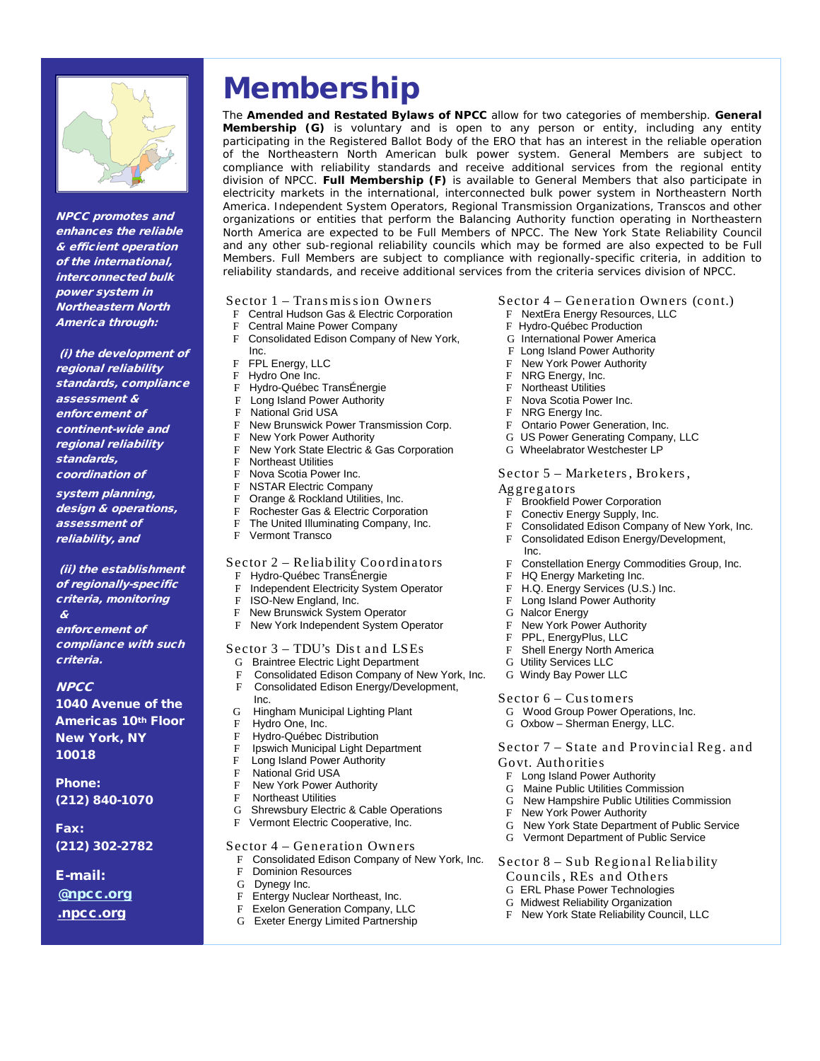*NPCC promotes and enhances the reliable & efficient operation of the international, interconnected bulk power system in Northeastern North America through:*

*(i) the development of regional reliability standards, compliance assessment & enforcement of continent-wide and regional reliability standards, coordination of system planning, design & operations, assessment of reliability, and*

*(ii) the establishment of regionally-specific criteria, monitoring & enforcement of compliance with such criteria.*

***NPCC***
**1040 Avenue of the Americas 10th Floor**
**New York, NY 10018**

**Phone:**
**(212) 840-1070**

**Fax:**
**(212) 302-2782**

**E-mail:**
**@npcc.org**
**.npcc.org**

# Membership

The **Amended and Restated Bylaws of NPCC** allow for two categories of membership. **General Membership (G)** is voluntary and is open to any person or entity, including any entity participating in the Registered Ballot Body of the ERO that has an interest in the reliable operation of the Northeastern North American bulk power system. General Members are subject to compliance with reliability standards and receive additional services from the regional entity division of NPCC. **Full Membership (F)** is available to General Members that also participate in electricity markets in the international, interconnected bulk power system in Northeastern North America. Independent System Operators, Regional Transmission Organizations, Transcos and other organizations or entities that perform the Balancing Authority function operating in Northeastern North America are expected to be Full Members of NPCC. The New York State Reliability Council and any other sub-regional reliability councils which may be formed are also expected to be Full Members. Full Members are subject to compliance with regionally-specific criteria, in addition to reliability standards, and receive additional services from the criteria services division of NPCC.

### Sector 1 – Transmission Owners

- F Central Hudson Gas & Electric Corporation
- F Central Maine Power Company
- F Consolidated Edison Company of New York, Inc.
- F FPL Energy, LLC
- F Hydro One Inc.
- F Hydro-Québec TransÉnergie
- F Long Island Power Authority
- F National Grid USA
- F New Brunswick Power Transmission Corp.
- F New York Power Authority
- F New York State Electric & Gas Corporation
- F Northeast Utilities
- F Nova Scotia Power Inc.
- F NSTAR Electric Company
- F Orange & Rockland Utilities, Inc.
- F Rochester Gas & Electric Corporation
- F The United Illuminating Company, Inc.
- F Vermont Transco

### Sector 2 – Reliability Coordinators

- F Hydro-Québec TransÉnergie
- F Independent Electricity System Operator
- F ISO-New England, Inc.
- F New Brunswick System Operator
- F New York Independent System Operator

### Sector 3 – TDU's Dist and LSEs

- G Braintree Electric Light Department
- F Consolidated Edison Company of New York, Inc.
- F Consolidated Edison Energy/Development, Inc.
- G Hingham Municipal Lighting Plant
- F Hydro One, Inc.
- F Hydro-Québec Distribution
- F Ipswich Municipal Light Department
- F Long Island Power Authority
- F National Grid USA
- F New York Power Authority
- F Northeast Utilities
- G Shrewsbury Electric & Cable Operations
- F Vermont Electric Cooperative, Inc.

### Sector 4 – Generation Owners

- F Consolidated Edison Company of New York, Inc.
- F Dominion Resources
- G Dynegy Inc.
- F Entergy Nuclear Northeast, Inc.
- F Exelon Generation Company, LLC
- G Exeter Energy Limited Partnership

### Sector 4 – Generation Owners (cont.)

- F NextEra Energy Resources, LLC
- F Hydro-Québec Production
- G International Power America
- F Long Island Power Authority
- F New York Power Authority
- F NRG Energy, Inc.
- F Northeast Utilities
- F Nova Scotia Power Inc.
- F NRG Energy Inc.
- F Ontario Power Generation, Inc.
- G US Power Generating Company, LLC
- G Wheelabrator Westchester LP

### Sector 5 – Marketers, Brokers, Aggregators

- F Brookfield Power Corporation
- F Conectiv Energy Supply, Inc.
- F Consolidated Edison Company of New York, Inc.
- F Consolidated Edison Energy/Development, Inc.
- F Constellation Energy Commodities Group, Inc.
- F HQ Energy Marketing Inc.
- F H.Q. Energy Services (U.S.) Inc.
- F Long Island Power Authority
- G Nalcor Energy
- F New York Power Authority
- F PPL, EnergyPlus, LLC
- F Shell Energy North America
- G Utility Services LLC
- G Windy Bay Power LLC

### Sector 6 – Customers

- G Wood Group Power Operations, Inc.
- G Oxbow – Sherman Energy, LLC.

### Sector 7 – State and Provincial Reg. and Govt. Authorities

- F Long Island Power Authority
- G Maine Public Utilities Commission
- G New Hampshire Public Utilities Commission
- F New York Power Authority
- G New York State Department of Public Service
- G Vermont Department of Public Service

### Sector 8 – Sub Regional Reliability Councils, REs and Others

- G ERL Phase Power Technologies
- G Midwest Reliability Organization
- F New York State Reliability Council, LLC